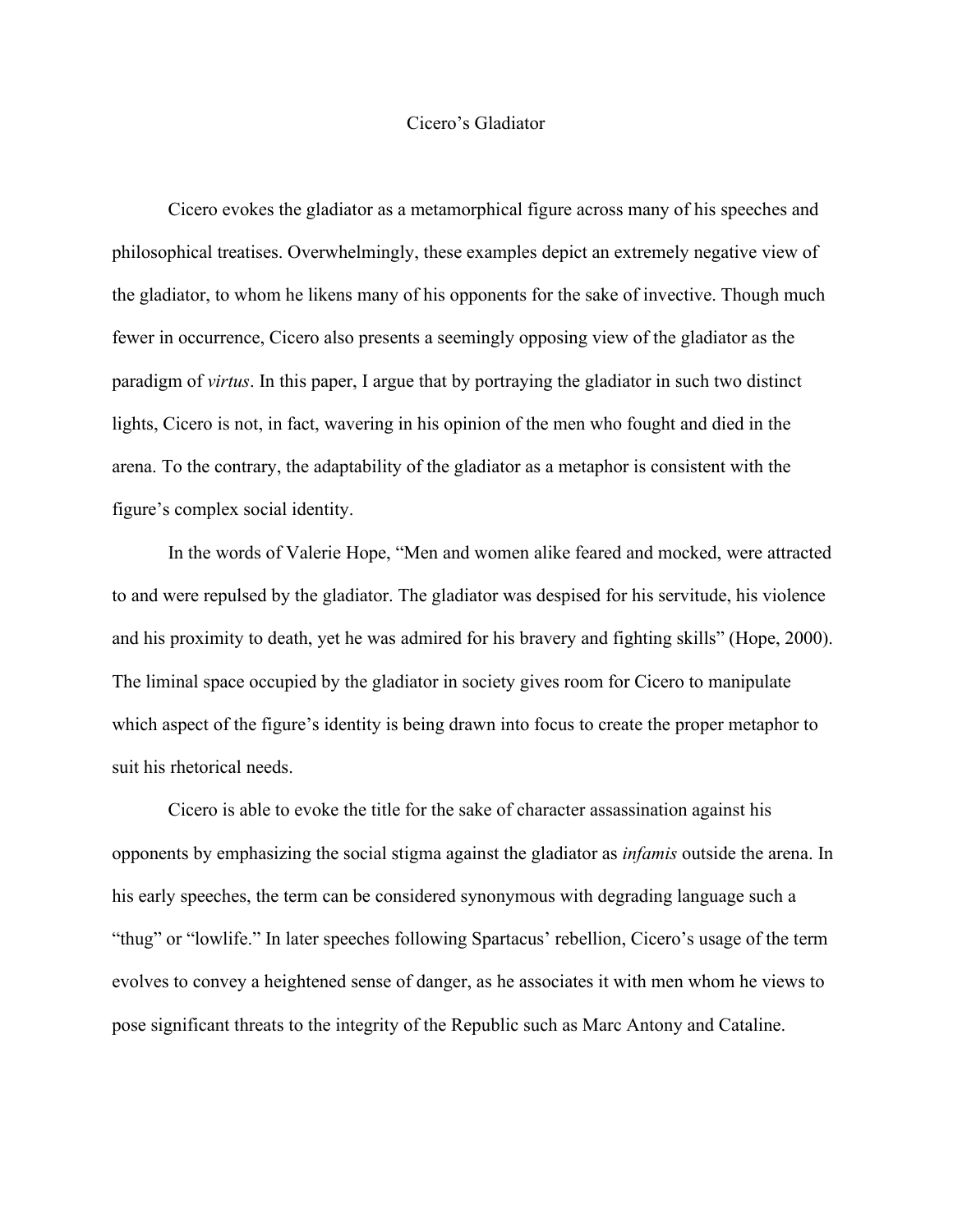# Cicero's Gladiator

Cicero evokes the gladiator as a metamorphical figure across many of his speeches and philosophical treatises. Overwhelmingly, these examples depict an extremely negative view of the gladiator, to whom he likens many of his opponents for the sake of invective. Though much fewer in occurrence, Cicero also presents a seemingly opposing view of the gladiator as the paradigm of *virtus*. In this paper, I argue that by portraying the gladiator in such two distinct lights, Cicero is not, in fact, wavering in his opinion of the men who fought and died in the arena. To the contrary, the adaptability of the gladiator as a metaphor is consistent with the figure's complex social identity.

In the words of Valerie Hope, "Men and women alike feared and mocked, were attracted to and were repulsed by the gladiator. The gladiator was despised for his servitude, his violence and his proximity to death, yet he was admired for his bravery and fighting skills" (Hope, 2000). The liminal space occupied by the gladiator in society gives room for Cicero to manipulate which aspect of the figure's identity is being drawn into focus to create the proper metaphor to suit his rhetorical needs.

Cicero is able to evoke the title for the sake of character assassination against his opponents by emphasizing the social stigma against the gladiator as *infamis* outside the arena. In his early speeches, the term can be considered synonymous with degrading language such a "thug" or "lowlife." In later speeches following Spartacus' rebellion, Cicero's usage of the term evolves to convey a heightened sense of danger, as he associates it with men whom he views to pose significant threats to the integrity of the Republic such as Marc Antony and Cataline.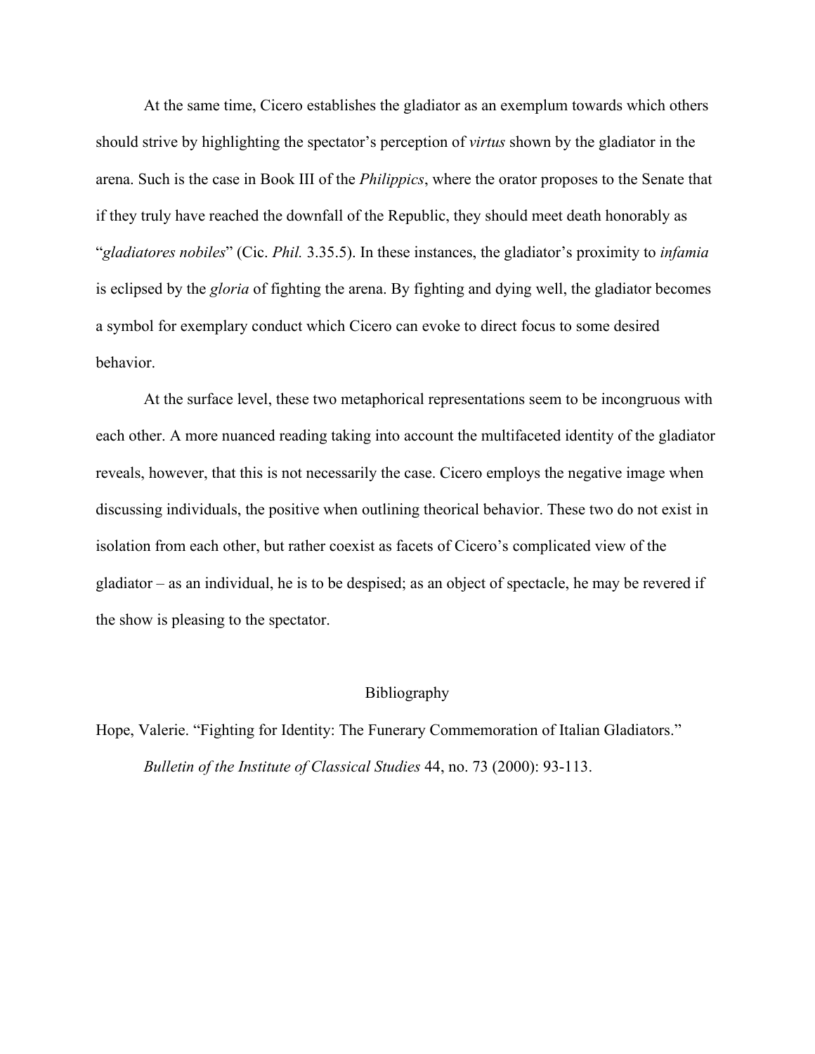At the same time, Cicero establishes the gladiator as an exemplum towards which others should strive by highlighting the spectator's perception of *virtus* shown by the gladiator in the arena. Such is the case in Book III of the *Philippics*, where the orator proposes to the Senate that if they truly have reached the downfall of the Republic, they should meet death honorably as "*gladiatores nobiles*" (Cic. *Phil.* 3.35.5). In these instances, the gladiator's proximity to *infamia* is eclipsed by the *gloria* of fighting the arena. By fighting and dying well, the gladiator becomes a symbol for exemplary conduct which Cicero can evoke to direct focus to some desired behavior.

At the surface level, these two metaphorical representations seem to be incongruous with each other. A more nuanced reading taking into account the multifaceted identity of the gladiator reveals, however, that this is not necessarily the case. Cicero employs the negative image when discussing individuals, the positive when outlining theorical behavior. These two do not exist in isolation from each other, but rather coexist as facets of Cicero's complicated view of the gladiator – as an individual, he is to be despised; as an object of spectacle, he may be revered if the show is pleasing to the spectator.

## Bibliography

Hope, Valerie. "Fighting for Identity: The Funerary Commemoration of Italian Gladiators." *Bulletin of the Institute of Classical Studies* 44, no. 73 (2000): 93-113.